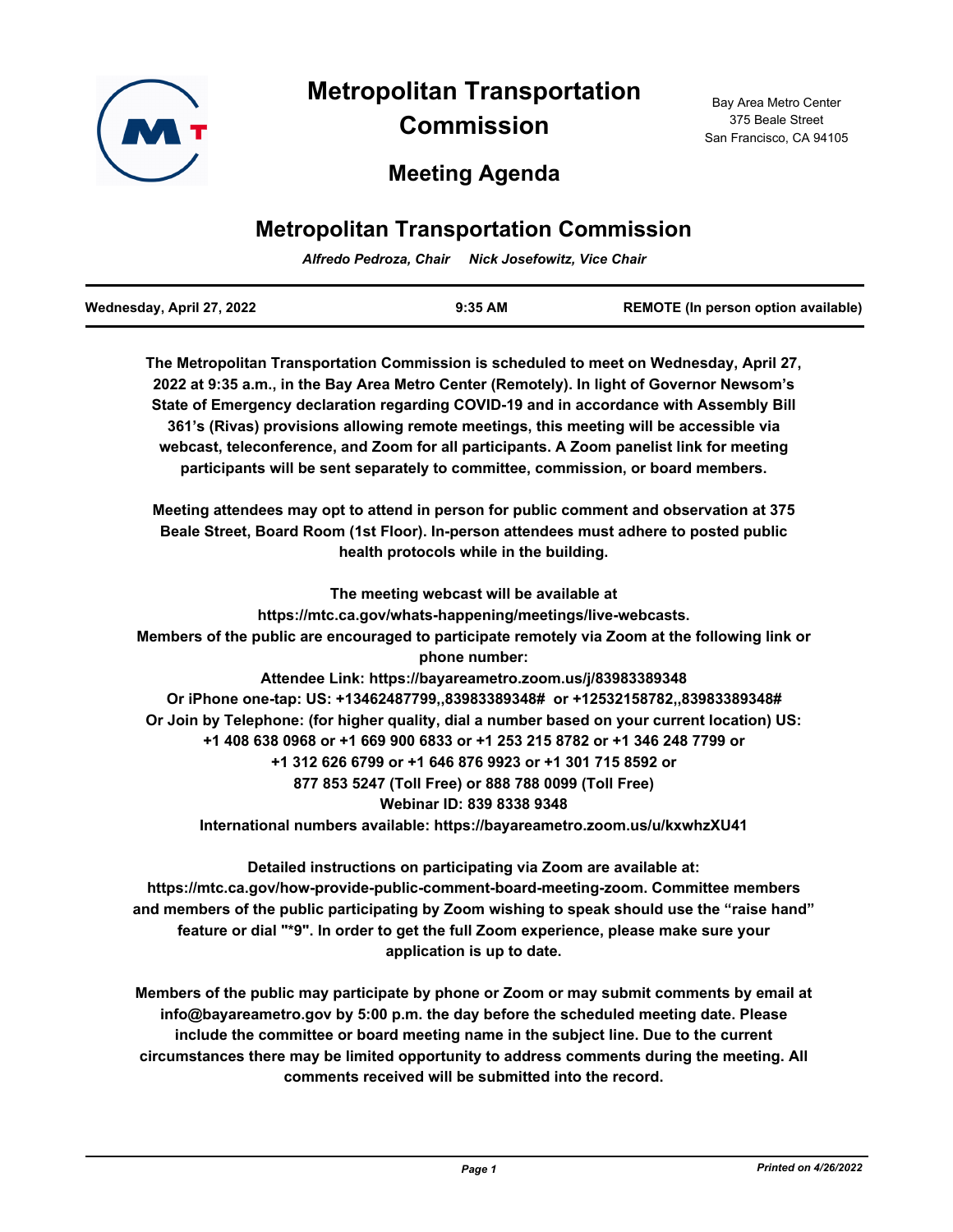# Metropolitan Transportation Commission

## Meeting Agenda

Bay Area Metro Center
375 Beale Street
San Francisco, CA 94105

## Metropolitan Transportation Commission

*Alfredo Pedroza, Chair     Nick Josefowitz, Vice Chair*

| Wednesday, April 27, 2022 | 9:35 AM | REMOTE (In person option available) |
| --- | --- | --- |

**The Metropolitan Transportation Commission is scheduled to meet on Wednesday, April 27, 2022 at 9:35 a.m., in the Bay Area Metro Center (Remotely). In light of Governor Newsom's State of Emergency declaration regarding COVID-19 and in accordance with Assembly Bill 361's (Rivas) provisions allowing remote meetings, this meeting will be accessible via webcast, teleconference, and Zoom for all participants. A Zoom panelist link for meeting participants will be sent separately to committee, commission, or board members.**

**Meeting attendees may opt to attend in person for public comment and observation at 375 Beale Street, Board Room (1st Floor). In-person attendees must adhere to posted public health protocols while in the building.**

**The meeting webcast will be available at https://mtc.ca.gov/whats-happening/meetings/live-webcasts.**
**Members of the public are encouraged to participate remotely via Zoom at the following link or phone number:**
**Attendee Link: https://bayareametro.zoom.us/j/83983389348**
**Or iPhone one-tap: US: +13462487799,,83983389348# or +12532158782,,83983389348#**
**Or Join by Telephone: (for higher quality, dial a number based on your current location) US:**
**+1 408 638 0968 or +1 669 900 6833 or +1 253 215 8782 or +1 346 248 7799 or**
**+1 312 626 6799 or +1 646 876 9923 or +1 301 715 8592 or**
**877 853 5247 (Toll Free) or 888 788 0099 (Toll Free)**
**Webinar ID: 839 8338 9348**
**International numbers available: https://bayareametro.zoom.us/u/kxwhzXU41**

**Detailed instructions on participating via Zoom are available at: https://mtc.ca.gov/how-provide-public-comment-board-meeting-zoom. Committee members and members of the public participating by Zoom wishing to speak should use the "raise hand" feature or dial "*9". In order to get the full Zoom experience, please make sure your application is up to date.**

**Members of the public may participate by phone or Zoom or may submit comments by email at info@bayareametro.gov by 5:00 p.m. the day before the scheduled meeting date. Please include the committee or board meeting name in the subject line. Due to the current circumstances there may be limited opportunity to address comments during the meeting. All comments received will be submitted into the record.**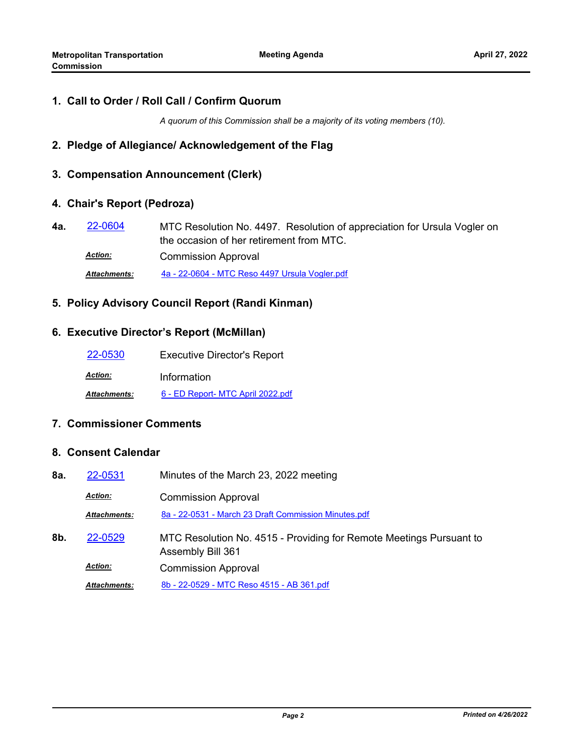## 1. Call to Order / Roll Call / Confirm Quorum

*A quorum of this Commission shall be a majority of its voting members (10).*

## 2. Pledge of Allegiance/ Acknowledgement of the Flag

## 3. Compensation Announcement (Clerk)

## 4. Chair's Report (Pedroza)

**4a.** 22-0604 MTC Resolution No. 4497. Resolution of appreciation for Ursula Vogler on the occasion of her retirement from MTC.

***Action:*** Commission Approval

***Attachments:*** 4a - 22-0604 - MTC Reso 4497 Ursula Vogler.pdf

## 5. Policy Advisory Council Report (Randi Kinman)

## 6. Executive Director's Report (McMillan)

22-0530 Executive Director's Report

***Action:*** Information

***Attachments:*** 6 - ED Report- MTC April 2022.pdf

## 7. Commissioner Comments

## 8. Consent Calendar

**8a.** 22-0531 Minutes of the March 23, 2022 meeting

***Action:*** Commission Approval

***Attachments:*** 8a - 22-0531 - March 23 Draft Commission Minutes.pdf

**8b.** 22-0529 MTC Resolution No. 4515 - Providing for Remote Meetings Pursuant to Assembly Bill 361

***Action:*** Commission Approval

***Attachments:*** 8b - 22-0529 - MTC Reso 4515 - AB 361.pdf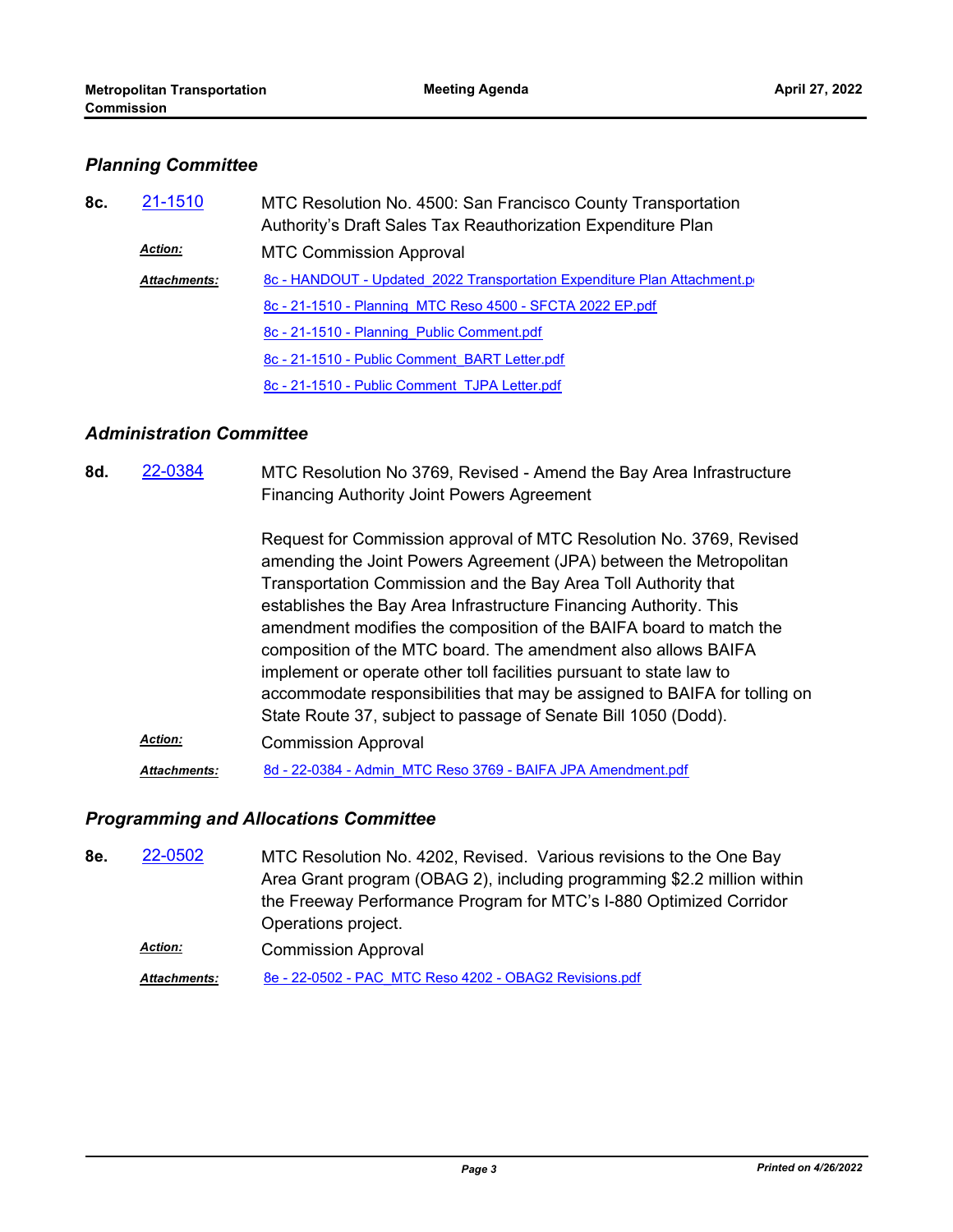### *Planning Committee*

**8c.** 21-1510 — MTC Resolution No. 4500: San Francisco County Transportation Authority's Draft Sales Tax Reauthorization Expenditure Plan

***Action:*** MTC Commission Approval

***Attachments:***
- 8c - HANDOUT - Updated_2022 Transportation Expenditure Plan Attachment.pdf
- 8c - 21-1510 - Planning_MTC Reso 4500 - SFCTA 2022 EP.pdf
- 8c - 21-1510 - Planning_Public Comment.pdf
- 8c - 21-1510 - Public Comment_BART Letter.pdf
- 8c - 21-1510 - Public Comment_TJPA Letter.pdf

### *Administration Committee*

**8d.** 22-0384 — MTC Resolution No 3769, Revised - Amend the Bay Area Infrastructure Financing Authority Joint Powers Agreement

Request for Commission approval of MTC Resolution No. 3769, Revised amending the Joint Powers Agreement (JPA) between the Metropolitan Transportation Commission and the Bay Area Toll Authority that establishes the Bay Area Infrastructure Financing Authority. This amendment modifies the composition of the BAIFA board to match the composition of the MTC board. The amendment also allows BAIFA implement or operate other toll facilities pursuant to state law to accommodate responsibilities that may be assigned to BAIFA for tolling on State Route 37, subject to passage of Senate Bill 1050 (Dodd).

***Action:*** Commission Approval

***Attachments:***
- 8d - 22-0384 - Admin_MTC Reso 3769 - BAIFA JPA Amendment.pdf

### *Programming and Allocations Committee*

**8e.** 22-0502 — MTC Resolution No. 4202, Revised. Various revisions to the One Bay Area Grant program (OBAG 2), including programming $2.2 million within the Freeway Performance Program for MTC's I-880 Optimized Corridor Operations project.

***Action:*** Commission Approval

***Attachments:***
- 8e - 22-0502 - PAC_MTC Reso 4202 - OBAG2 Revisions.pdf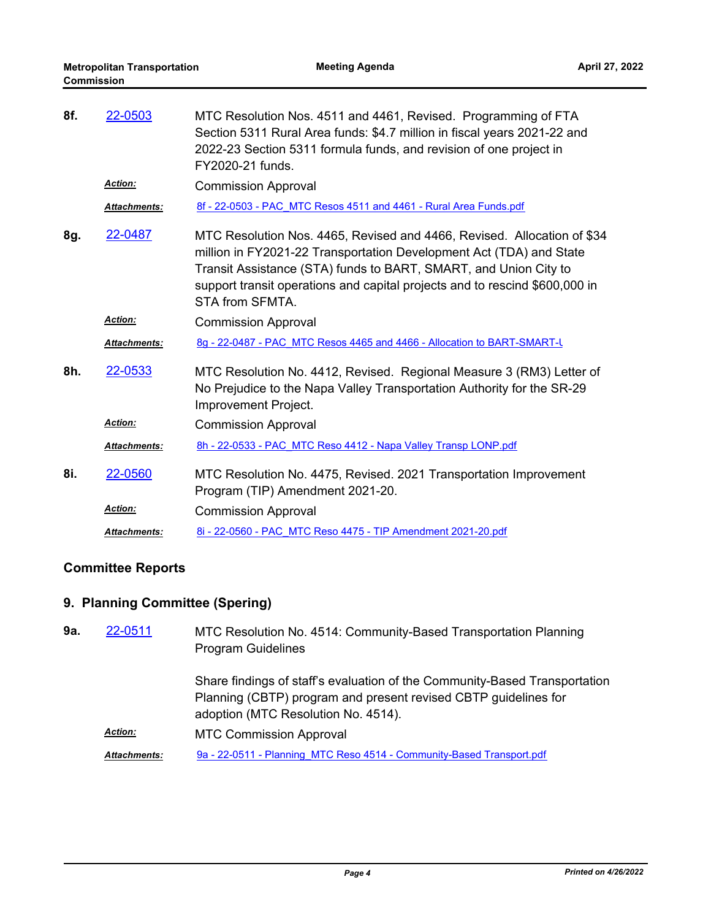**8f.** 22-0503 MTC Resolution Nos. 4511 and 4461, Revised. Programming of FTA Section 5311 Rural Area funds: $4.7 million in fiscal years 2021-22 and 2022-23 Section 5311 formula funds, and revision of one project in FY2020-21 funds.

***Action:*** Commission Approval

***Attachments:*** 8f - 22-0503 - PAC_MTC Resos 4511 and 4461 - Rural Area Funds.pdf

**8g.** 22-0487 MTC Resolution Nos. 4465, Revised and 4466, Revised. Allocation of $34 million in FY2021-22 Transportation Development Act (TDA) and State Transit Assistance (STA) funds to BART, SMART, and Union City to support transit operations and capital projects and to rescind $600,000 in STA from SFMTA.

***Action:*** Commission Approval

***Attachments:*** 8g - 22-0487 - PAC_MTC Resos 4465 and 4466 - Allocation to BART-SMART-U

**8h.** 22-0533 MTC Resolution No. 4412, Revised. Regional Measure 3 (RM3) Letter of No Prejudice to the Napa Valley Transportation Authority for the SR-29 Improvement Project.

***Action:*** Commission Approval

***Attachments:*** 8h - 22-0533 - PAC_MTC Reso 4412 - Napa Valley Transp LONP.pdf

**8i.** 22-0560 MTC Resolution No. 4475, Revised. 2021 Transportation Improvement Program (TIP) Amendment 2021-20.

***Action:*** Commission Approval

***Attachments:*** 8i - 22-0560 - PAC_MTC Reso 4475 - TIP Amendment 2021-20.pdf

## Committee Reports

## 9. Planning Committee (Spering)

**9a.** 22-0511 MTC Resolution No. 4514: Community-Based Transportation Planning Program Guidelines

Share findings of staff's evaluation of the Community-Based Transportation Planning (CBTP) program and present revised CBTP guidelines for adoption (MTC Resolution No. 4514).

***Action:*** MTC Commission Approval

***Attachments:*** 9a - 22-0511 - Planning_MTC Reso 4514 - Community-Based Transport.pdf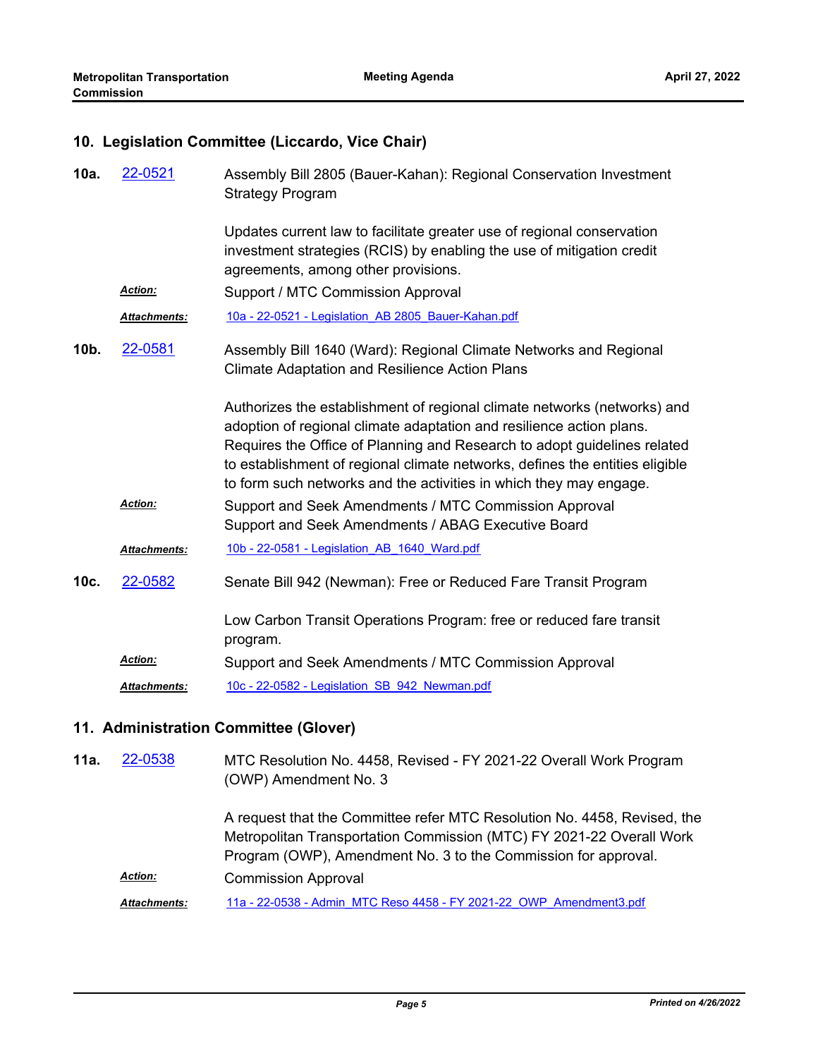## 10. Legislation Committee (Liccardo, Vice Chair)

**10a.** 22-0521 Assembly Bill 2805 (Bauer-Kahan): Regional Conservation Investment Strategy Program

Updates current law to facilitate greater use of regional conservation investment strategies (RCIS) by enabling the use of mitigation credit agreements, among other provisions.

***Action:*** Support / MTC Commission Approval

***Attachments:*** 10a - 22-0521 - Legislation_AB 2805_Bauer-Kahan.pdf

**10b.** 22-0581 Assembly Bill 1640 (Ward): Regional Climate Networks and Regional Climate Adaptation and Resilience Action Plans

Authorizes the establishment of regional climate networks (networks) and adoption of regional climate adaptation and resilience action plans. Requires the Office of Planning and Research to adopt guidelines related to establishment of regional climate networks, defines the entities eligible to form such networks and the activities in which they may engage.

***Action:*** Support and Seek Amendments / MTC Commission Approval
Support and Seek Amendments / ABAG Executive Board

***Attachments:*** 10b - 22-0581 - Legislation_AB_1640_Ward.pdf

**10c.** 22-0582 Senate Bill 942 (Newman): Free or Reduced Fare Transit Program

Low Carbon Transit Operations Program: free or reduced fare transit program.

***Action:*** Support and Seek Amendments / MTC Commission Approval

***Attachments:*** 10c - 22-0582 - Legislation_SB_942_Newman.pdf

## 11. Administration Committee (Glover)

**11a.** 22-0538 MTC Resolution No. 4458, Revised - FY 2021-22 Overall Work Program (OWP) Amendment No. 3

A request that the Committee refer MTC Resolution No. 4458, Revised, the Metropolitan Transportation Commission (MTC) FY 2021-22 Overall Work Program (OWP), Amendment No. 3 to the Commission for approval.

***Action:*** Commission Approval

***Attachments:*** 11a - 22-0538 - Admin_MTC Reso 4458 - FY 2021-22_OWP_Amendment3.pdf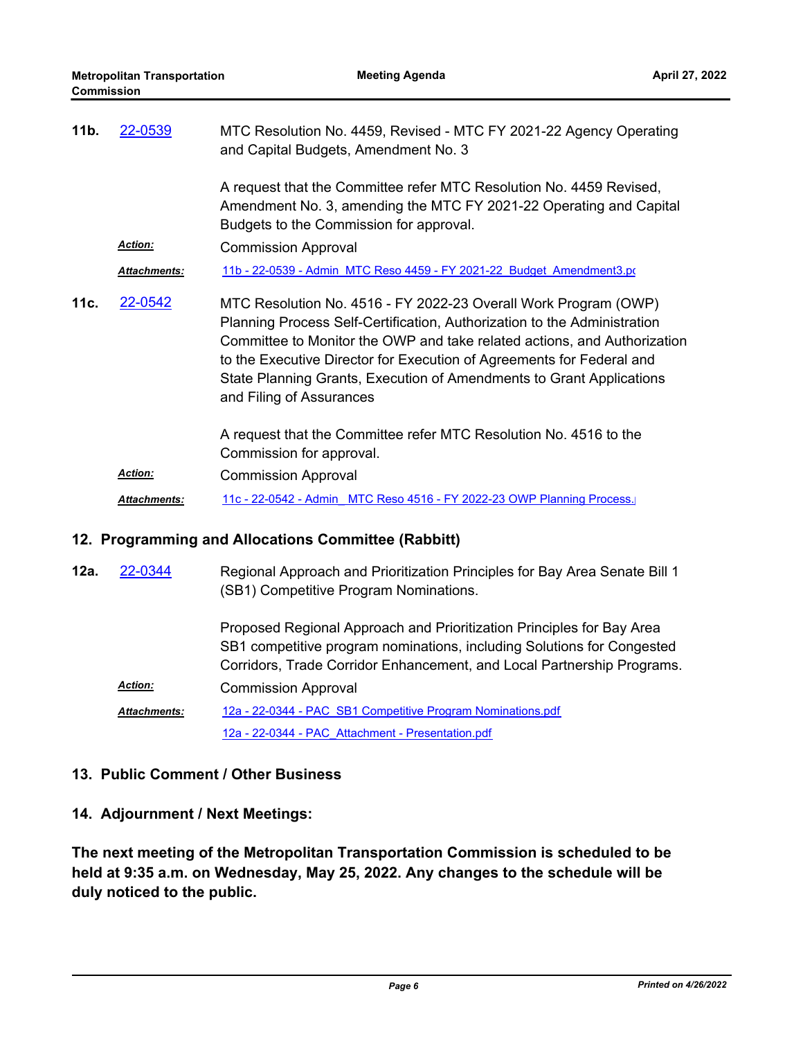**11b.** 22-0539 MTC Resolution No. 4459, Revised - MTC FY 2021-22 Agency Operating and Capital Budgets, Amendment No. 3

A request that the Committee refer MTC Resolution No. 4459 Revised, Amendment No. 3, amending the MTC FY 2021-22 Operating and Capital Budgets to the Commission for approval.

***Action:*** Commission Approval

***Attachments:*** 11b - 22-0539 - Admin_MTC Reso 4459 - FY 2021-22_Budget_Amendment3.pd

**11c.** 22-0542 MTC Resolution No. 4516 - FY 2022-23 Overall Work Program (OWP) Planning Process Self-Certification, Authorization to the Administration Committee to Monitor the OWP and take related actions, and Authorization to the Executive Director for Execution of Agreements for Federal and State Planning Grants, Execution of Amendments to Grant Applications and Filing of Assurances

A request that the Committee refer MTC Resolution No. 4516 to the Commission for approval.

***Action:*** Commission Approval

***Attachments:*** 11c - 22-0542 - Admin_ MTC Reso 4516 - FY 2022-23 OWP Planning Process.

## 12. Programming and Allocations Committee (Rabbitt)

**12a.** 22-0344 Regional Approach and Prioritization Principles for Bay Area Senate Bill 1 (SB1) Competitive Program Nominations.

Proposed Regional Approach and Prioritization Principles for Bay Area SB1 competitive program nominations, including Solutions for Congested Corridors, Trade Corridor Enhancement, and Local Partnership Programs.

***Action:*** Commission Approval

***Attachments:*** 12a - 22-0344 - PAC_SB1 Competitive Program Nominations.pdf

12a - 22-0344 - PAC_Attachment - Presentation.pdf

## 13. Public Comment / Other Business

## 14. Adjournment / Next Meetings:

**The next meeting of the Metropolitan Transportation Commission is scheduled to be held at 9:35 a.m. on Wednesday, May 25, 2022. Any changes to the schedule will be duly noticed to the public.**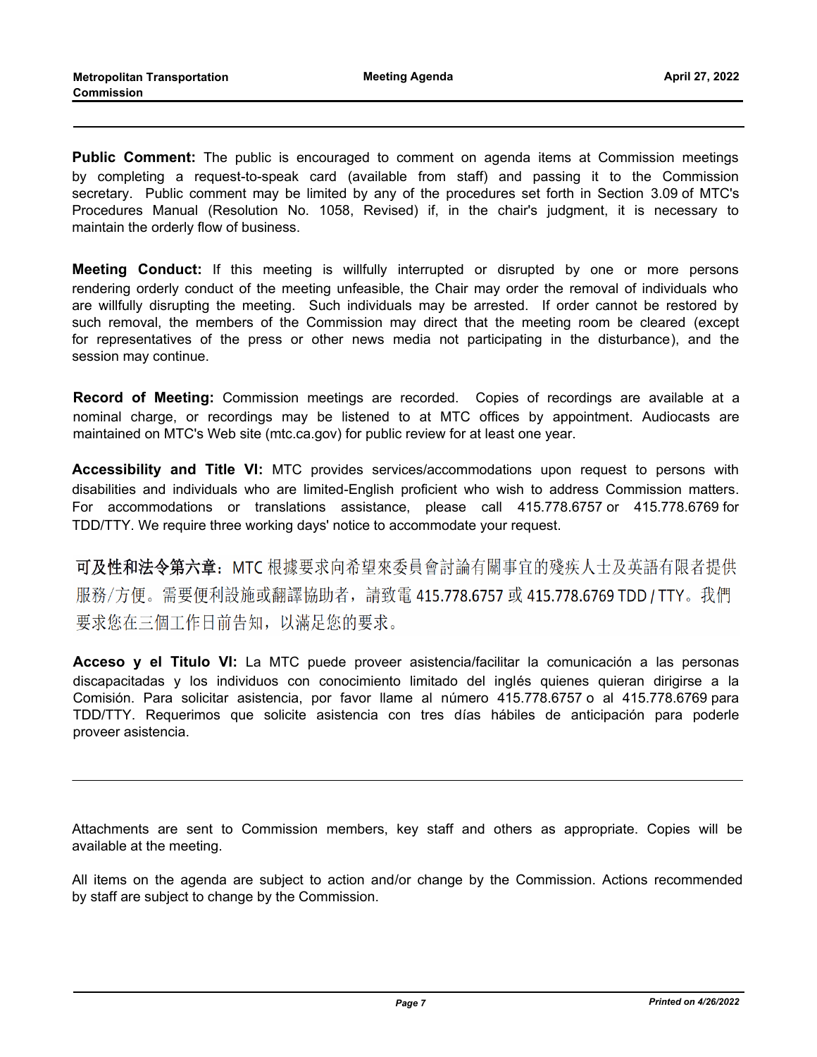**Public Comment:** The public is encouraged to comment on agenda items at Commission meetings by completing a request-to-speak card (available from staff) and passing it to the Commission secretary. Public comment may be limited by any of the procedures set forth in Section 3.09 of MTC's Procedures Manual (Resolution No. 1058, Revised) if, in the chair's judgment, it is necessary to maintain the orderly flow of business.

**Meeting Conduct:** If this meeting is willfully interrupted or disrupted by one or more persons rendering orderly conduct of the meeting unfeasible, the Chair may order the removal of individuals who are willfully disrupting the meeting. Such individuals may be arrested. If order cannot be restored by such removal, the members of the Commission may direct that the meeting room be cleared (except for representatives of the press or other news media not participating in the disturbance), and the session may continue.

**Record of Meeting:** Commission meetings are recorded. Copies of recordings are available at a nominal charge, or recordings may be listened to at MTC offices by appointment. Audiocasts are maintained on MTC's Web site (mtc.ca.gov) for public review for at least one year.

**Accessibility and Title VI:** MTC provides services/accommodations upon request to persons with disabilities and individuals who are limited-English proficient who wish to address Commission matters. For accommodations or translations assistance, please call 415.778.6757 or 415.778.6769 for TDD/TTY. We require three working days' notice to accommodate your request.

**可及性和法令第六章：**MTC 根據要求向希望來委員會討論有關事宜的殘疾人士及英語有限者提供服務/方便。需要便利設施或翻譯協助者，請致電 415.778.6757 或 415.778.6769 TDD / TTY。我們要求您在三個工作日前告知，以滿足您的要求。

**Acceso y el Titulo VI:** La MTC puede proveer asistencia/facilitar la comunicación a las personas discapacitadas y los individuos con conocimiento limitado del inglés quienes quieran dirigirse a la Comisión. Para solicitar asistencia, por favor llame al número 415.778.6757 o al 415.778.6769 para TDD/TTY. Requerimos que solicite asistencia con tres días hábiles de anticipación para poderle proveer asistencia.

---

Attachments are sent to Commission members, key staff and others as appropriate. Copies will be available at the meeting.

All items on the agenda are subject to action and/or change by the Commission. Actions recommended by staff are subject to change by the Commission.